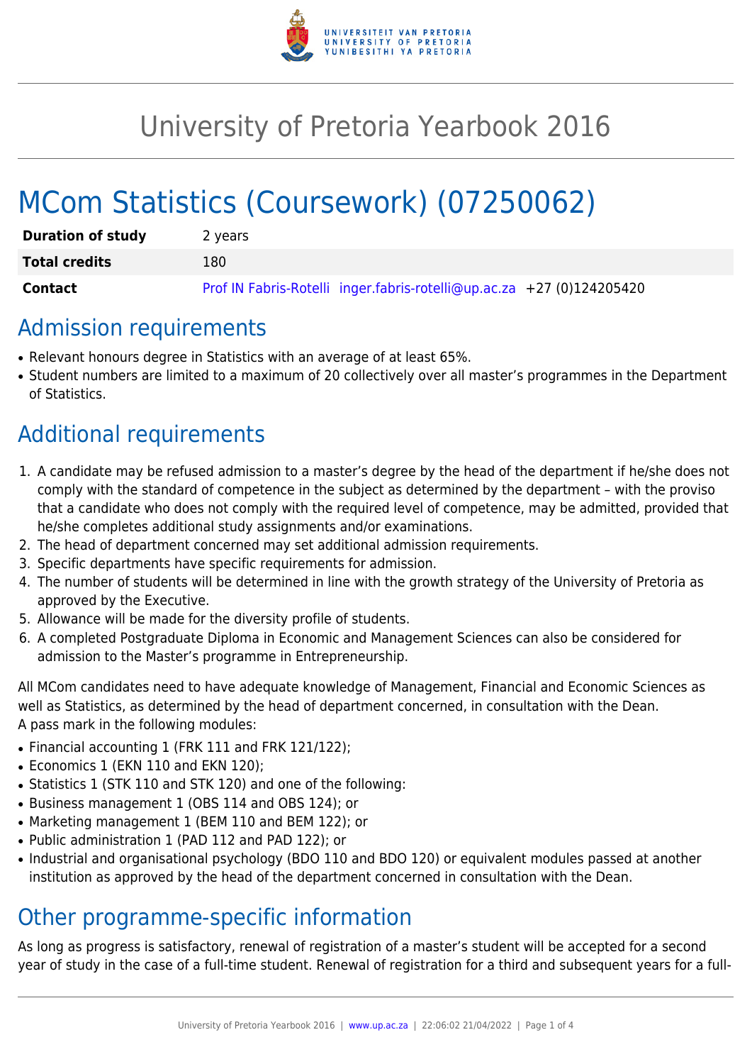# University of Pretoria Yearbook 2016

# MCom Statistics (Coursework) (07250062)

| | |
|---|---|
| **Duration of study** | 2 years |
| **Total credits** | 180 |
| **Contact** | Prof IN Fabris-Rotelli inger.fabris-rotelli@up.ac.za +27 (0)124205420 |

## Admission requirements

- Relevant honours degree in Statistics with an average of at least 65%.
- Student numbers are limited to a maximum of 20 collectively over all master's programmes in the Department of Statistics.

## Additional requirements

1. A candidate may be refused admission to a master's degree by the head of the department if he/she does not comply with the standard of competence in the subject as determined by the department – with the proviso that a candidate who does not comply with the required level of competence, may be admitted, provided that he/she completes additional study assignments and/or examinations.
2. The head of department concerned may set additional admission requirements.
3. Specific departments have specific requirements for admission.
4. The number of students will be determined in line with the growth strategy of the University of Pretoria as approved by the Executive.
5. Allowance will be made for the diversity profile of students.
6. A completed Postgraduate Diploma in Economic and Management Sciences can also be considered for admission to the Master's programme in Entrepreneurship.

All MCom candidates need to have adequate knowledge of Management, Financial and Economic Sciences as well as Statistics, as determined by the head of department concerned, in consultation with the Dean.
A pass mark in the following modules:

- Financial accounting 1 (FRK 111 and FRK 121/122);
- Economics 1 (EKN 110 and EKN 120);
- Statistics 1 (STK 110 and STK 120) and one of the following:
- Business management 1 (OBS 114 and OBS 124); or
- Marketing management 1 (BEM 110 and BEM 122); or
- Public administration 1 (PAD 112 and PAD 122); or
- Industrial and organisational psychology (BDO 110 and BDO 120) or equivalent modules passed at another institution as approved by the head of the department concerned in consultation with the Dean.

## Other programme-specific information

As long as progress is satisfactory, renewal of registration of a master's student will be accepted for a second year of study in the case of a full-time student. Renewal of registration for a third and subsequent years for a full-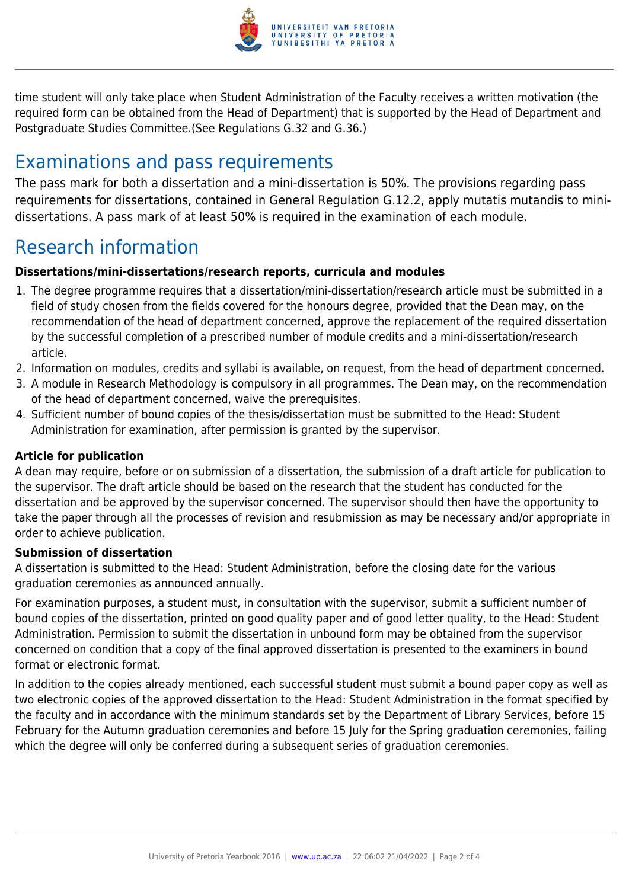time student will only take place when Student Administration of the Faculty receives a written motivation (the required form can be obtained from the Head of Department) that is supported by the Head of Department and Postgraduate Studies Committee.(See Regulations G.32 and G.36.)

## Examinations and pass requirements

The pass mark for both a dissertation and a mini-dissertation is 50%. The provisions regarding pass requirements for dissertations, contained in General Regulation G.12.2, apply mutatis mutandis to mini-dissertations. A pass mark of at least 50% is required in the examination of each module.

## Research information

**Dissertations/mini-dissertations/research reports, curricula and modules**

1. The degree programme requires that a dissertation/mini-dissertation/research article must be submitted in a field of study chosen from the fields covered for the honours degree, provided that the Dean may, on the recommendation of the head of department concerned, approve the replacement of the required dissertation by the successful completion of a prescribed number of module credits and a mini-dissertation/research article.
2. Information on modules, credits and syllabi is available, on request, from the head of department concerned.
3. A module in Research Methodology is compulsory in all programmes. The Dean may, on the recommendation of the head of department concerned, waive the prerequisites.
4. Sufficient number of bound copies of the thesis/dissertation must be submitted to the Head: Student Administration for examination, after permission is granted by the supervisor.

**Article for publication**

A dean may require, before or on submission of a dissertation, the submission of a draft article for publication to the supervisor. The draft article should be based on the research that the student has conducted for the dissertation and be approved by the supervisor concerned. The supervisor should then have the opportunity to take the paper through all the processes of revision and resubmission as may be necessary and/or appropriate in order to achieve publication.

**Submission of dissertation**

A dissertation is submitted to the Head: Student Administration, before the closing date for the various graduation ceremonies as announced annually.

For examination purposes, a student must, in consultation with the supervisor, submit a sufficient number of bound copies of the dissertation, printed on good quality paper and of good letter quality, to the Head: Student Administration. Permission to submit the dissertation in unbound form may be obtained from the supervisor concerned on condition that a copy of the final approved dissertation is presented to the examiners in bound format or electronic format.

In addition to the copies already mentioned, each successful student must submit a bound paper copy as well as two electronic copies of the approved dissertation to the Head: Student Administration in the format specified by the faculty and in accordance with the minimum standards set by the Department of Library Services, before 15 February for the Autumn graduation ceremonies and before 15 July for the Spring graduation ceremonies, failing which the degree will only be conferred during a subsequent series of graduation ceremonies.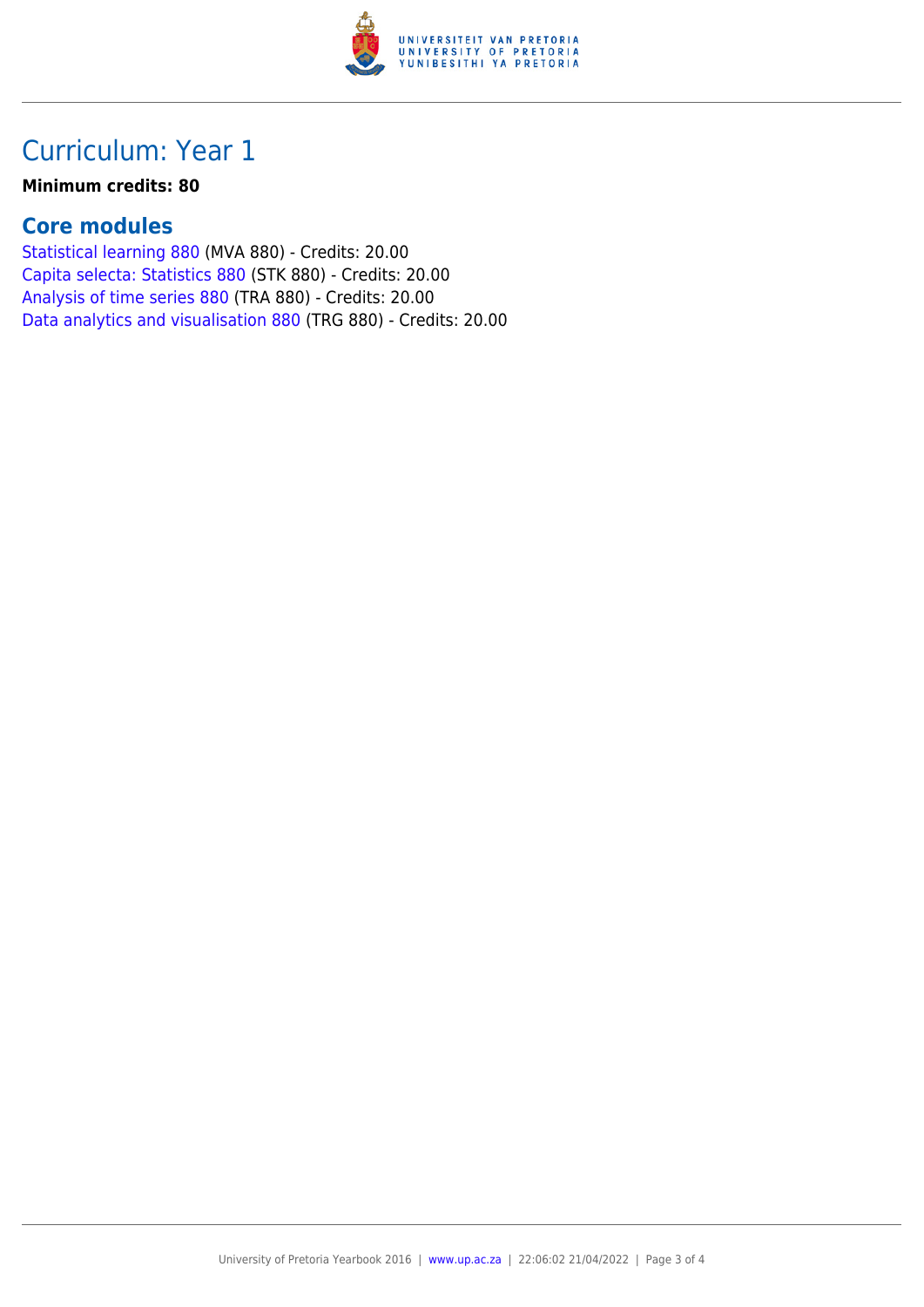# Curriculum: Year 1

**Minimum credits: 80**

## Core modules

Statistical learning 880 (MVA 880) - Credits: 20.00
Capita selecta: Statistics 880 (STK 880) - Credits: 20.00
Analysis of time series 880 (TRA 880) - Credits: 20.00
Data analytics and visualisation 880 (TRG 880) - Credits: 20.00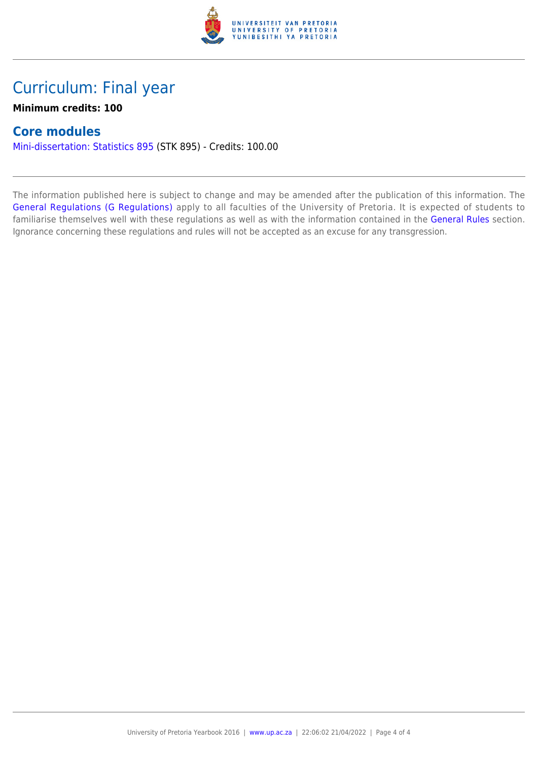## Curriculum: Final year

**Minimum credits: 100**

### Core modules

Mini-dissertation: Statistics 895 (STK 895) - Credits: 100.00

The information published here is subject to change and may be amended after the publication of this information. The General Regulations (G Regulations) apply to all faculties of the University of Pretoria. It is expected of students to familiarise themselves well with these regulations as well as with the information contained in the General Rules section. Ignorance concerning these regulations and rules will not be accepted as an excuse for any transgression.